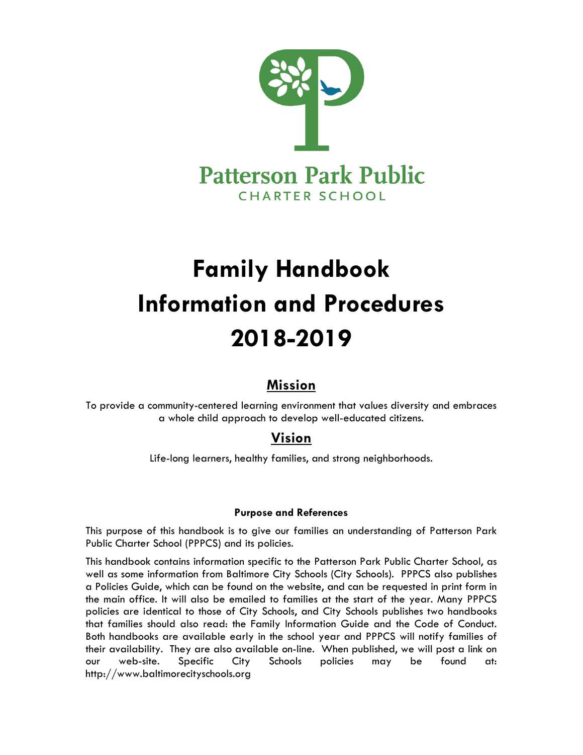Patterson Park Public
CHARTER SCHOOL

# Family Handbook
# Information and Procedures
# 2018-2019

## Mission

To provide a community-centered learning environment that values diversity and embraces a whole child approach to develop well-educated citizens.

## Vision

Life-long learners, healthy families, and strong neighborhoods.

#### Purpose and References

This purpose of this handbook is to give our families an understanding of Patterson Park Public Charter School (PPPCS) and its policies.

This handbook contains information specific to the Patterson Park Public Charter School, as well as some information from Baltimore City Schools (City Schools). PPPCS also publishes a Policies Guide, which can be found on the website, and can be requested in print form in the main office. It will also be emailed to families at the start of the year. Many PPPCS policies are identical to those of City Schools, and City Schools publishes two handbooks that families should also read: the Family Information Guide and the Code of Conduct. Both handbooks are available early in the school year and PPPCS will notify families of their availability. They are also available on-line. When published, we will post a link on our web-site. Specific City Schools policies may be found at: http://www.baltimorecityschools.org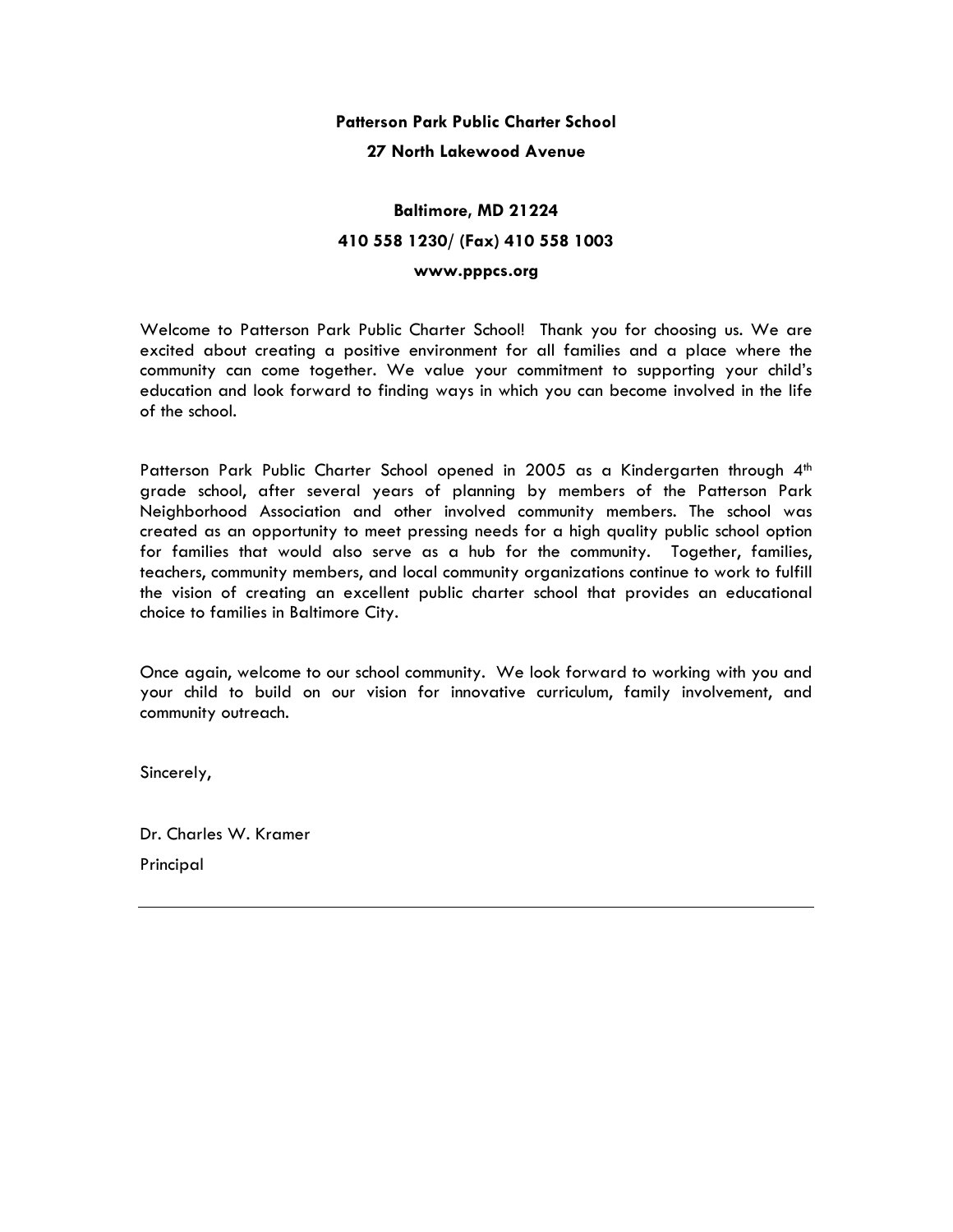**Patterson Park Public Charter School**

**27 North Lakewood Avenue**

**Baltimore, MD 21224**

**410 558 1230/ (Fax) 410 558 1003**

**www.pppcs.org**

Welcome to Patterson Park Public Charter School! Thank you for choosing us. We are excited about creating a positive environment for all families and a place where the community can come together. We value your commitment to supporting your child's education and look forward to finding ways in which you can become involved in the life of the school.

Patterson Park Public Charter School opened in 2005 as a Kindergarten through 4th grade school, after several years of planning by members of the Patterson Park Neighborhood Association and other involved community members. The school was created as an opportunity to meet pressing needs for a high quality public school option for families that would also serve as a hub for the community. Together, families, teachers, community members, and local community organizations continue to work to fulfill the vision of creating an excellent public charter school that provides an educational choice to families in Baltimore City.

Once again, welcome to our school community. We look forward to working with you and your child to build on our vision for innovative curriculum, family involvement, and community outreach.

Sincerely,

Dr. Charles W. Kramer

Principal

---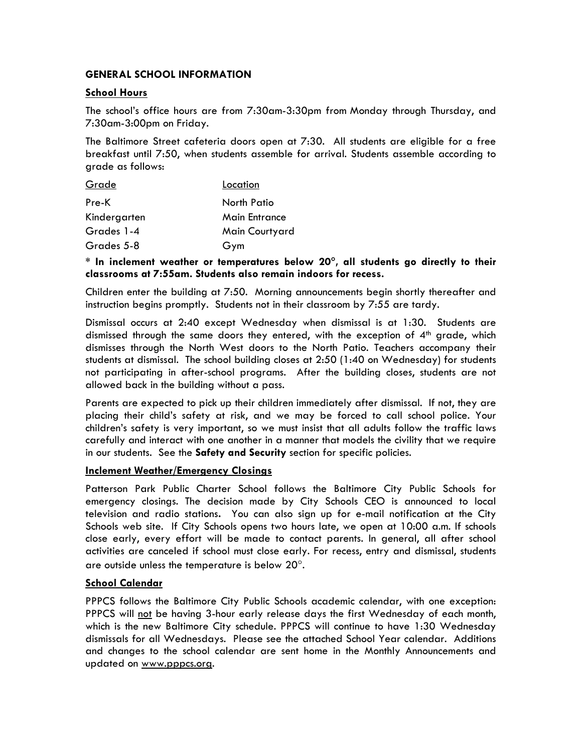## GENERAL SCHOOL INFORMATION

### School Hours

The school's office hours are from 7:30am-3:30pm from Monday through Thursday, and 7:30am-3:00pm on Friday.

The Baltimore Street cafeteria doors open at 7:30. All students are eligible for a free breakfast until 7:50, when students assemble for arrival. Students assemble according to grade as follows:

| Grade | Location |
|---|---|
| Pre-K | North Patio |
| Kindergarten | Main Entrance |
| Grades 1-4 | Main Courtyard |
| Grades 5-8 | Gym |

**\* In inclement weather or temperatures below 20°, all students go directly to their classrooms at 7:55am. Students also remain indoors for recess.**

Children enter the building at 7:50. Morning announcements begin shortly thereafter and instruction begins promptly. Students not in their classroom by 7:55 are tardy.

Dismissal occurs at 2:40 except Wednesday when dismissal is at 1:30. Students are dismissed through the same doors they entered, with the exception of 4th grade, which dismisses through the North West doors to the North Patio. Teachers accompany their students at dismissal. The school building closes at 2:50 (1:40 on Wednesday) for students not participating in after-school programs. After the building closes, students are not allowed back in the building without a pass.

Parents are expected to pick up their children immediately after dismissal. If not, they are placing their child's safety at risk, and we may be forced to call school police. Your children's safety is very important, so we must insist that all adults follow the traffic laws carefully and interact with one another in a manner that models the civility that we require in our students. See the **Safety and Security** section for specific policies.

### Inclement Weather/Emergency Closings

Patterson Park Public Charter School follows the Baltimore City Public Schools for emergency closings. The decision made by City Schools CEO is announced to local television and radio stations. You can also sign up for e-mail notification at the City Schools web site. If City Schools opens two hours late, we open at 10:00 a.m. If schools close early, every effort will be made to contact parents. In general, all after school activities are canceled if school must close early. For recess, entry and dismissal, students are outside unless the temperature is below 20°.

### School Calendar

PPPCS follows the Baltimore City Public Schools academic calendar, with one exception: PPPCS will not be having 3-hour early release days the first Wednesday of each month, which is the new Baltimore City schedule. PPPCS will continue to have 1:30 Wednesday dismissals for all Wednesdays. Please see the attached School Year calendar. Additions and changes to the school calendar are sent home in the Monthly Announcements and updated on www.pppcs.org.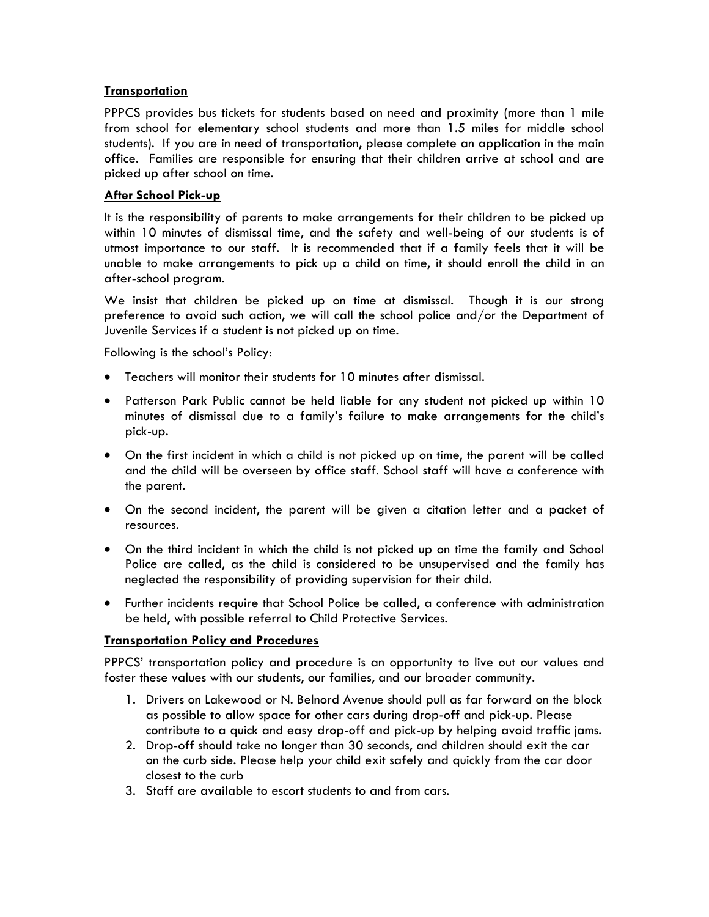**Transportation**

PPPCS provides bus tickets for students based on need and proximity (more than 1 mile from school for elementary school students and more than 1.5 miles for middle school students). If you are in need of transportation, please complete an application in the main office. Families are responsible for ensuring that their children arrive at school and are picked up after school on time.

**After School Pick-up**

It is the responsibility of parents to make arrangements for their children to be picked up within 10 minutes of dismissal time, and the safety and well-being of our students is of utmost importance to our staff. It is recommended that if a family feels that it will be unable to make arrangements to pick up a child on time, it should enroll the child in an after-school program.

We insist that children be picked up on time at dismissal. Though it is our strong preference to avoid such action, we will call the school police and/or the Department of Juvenile Services if a student is not picked up on time.

Following is the school's Policy:

- Teachers will monitor their students for 10 minutes after dismissal.
- Patterson Park Public cannot be held liable for any student not picked up within 10 minutes of dismissal due to a family's failure to make arrangements for the child's pick-up.
- On the first incident in which a child is not picked up on time, the parent will be called and the child will be overseen by office staff. School staff will have a conference with the parent.
- On the second incident, the parent will be given a citation letter and a packet of resources.
- On the third incident in which the child is not picked up on time the family and School Police are called, as the child is considered to be unsupervised and the family has neglected the responsibility of providing supervision for their child.
- Further incidents require that School Police be called, a conference with administration be held, with possible referral to Child Protective Services.

**Transportation Policy and Procedures**

PPPCS' transportation policy and procedure is an opportunity to live out our values and foster these values with our students, our families, and our broader community.

1. Drivers on Lakewood or N. Belnord Avenue should pull as far forward on the block as possible to allow space for other cars during drop-off and pick-up. Please contribute to a quick and easy drop-off and pick-up by helping avoid traffic jams.
2. Drop-off should take no longer than 30 seconds, and children should exit the car on the curb side. Please help your child exit safely and quickly from the car door closest to the curb
3. Staff are available to escort students to and from cars.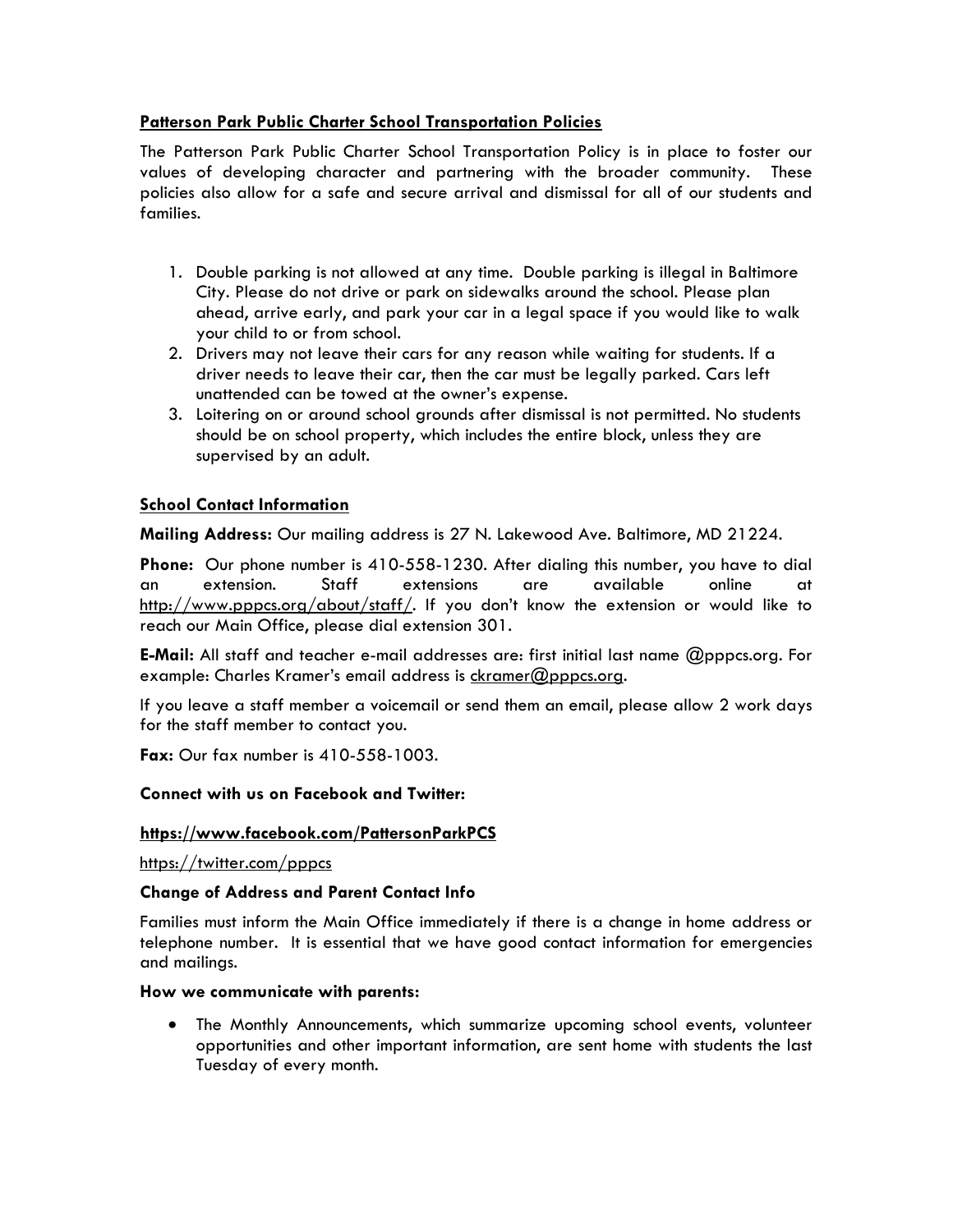## Patterson Park Public Charter School Transportation Policies

The Patterson Park Public Charter School Transportation Policy is in place to foster our values of developing character and partnering with the broader community. These policies also allow for a safe and secure arrival and dismissal for all of our students and families.

1. Double parking is not allowed at any time. Double parking is illegal in Baltimore City. Please do not drive or park on sidewalks around the school. Please plan ahead, arrive early, and park your car in a legal space if you would like to walk your child to or from school.
2. Drivers may not leave their cars for any reason while waiting for students. If a driver needs to leave their car, then the car must be legally parked. Cars left unattended can be towed at the owner's expense.
3. Loitering on or around school grounds after dismissal is not permitted. No students should be on school property, which includes the entire block, unless they are supervised by an adult.

## School Contact Information

**Mailing Address:** Our mailing address is 27 N. Lakewood Ave. Baltimore, MD 21224.

**Phone:** Our phone number is 410-558-1230. After dialing this number, you have to dial an extension. Staff extensions are available online at http://www.pppcs.org/about/staff/. If you don't know the extension or would like to reach our Main Office, please dial extension 301.

**E-Mail:** All staff and teacher e-mail addresses are: first initial last name @pppcs.org. For example: Charles Kramer's email address is ckramer@pppcs.org.

If you leave a staff member a voicemail or send them an email, please allow 2 work days for the staff member to contact you.

**Fax:** Our fax number is 410-558-1003.

**Connect with us on Facebook and Twitter:**

**https://www.facebook.com/PattersonParkPCS**

https://twitter.com/pppcs

**Change of Address and Parent Contact Info**

Families must inform the Main Office immediately if there is a change in home address or telephone number. It is essential that we have good contact information for emergencies and mailings.

**How we communicate with parents:**

- The Monthly Announcements, which summarize upcoming school events, volunteer opportunities and other important information, are sent home with students the last Tuesday of every month.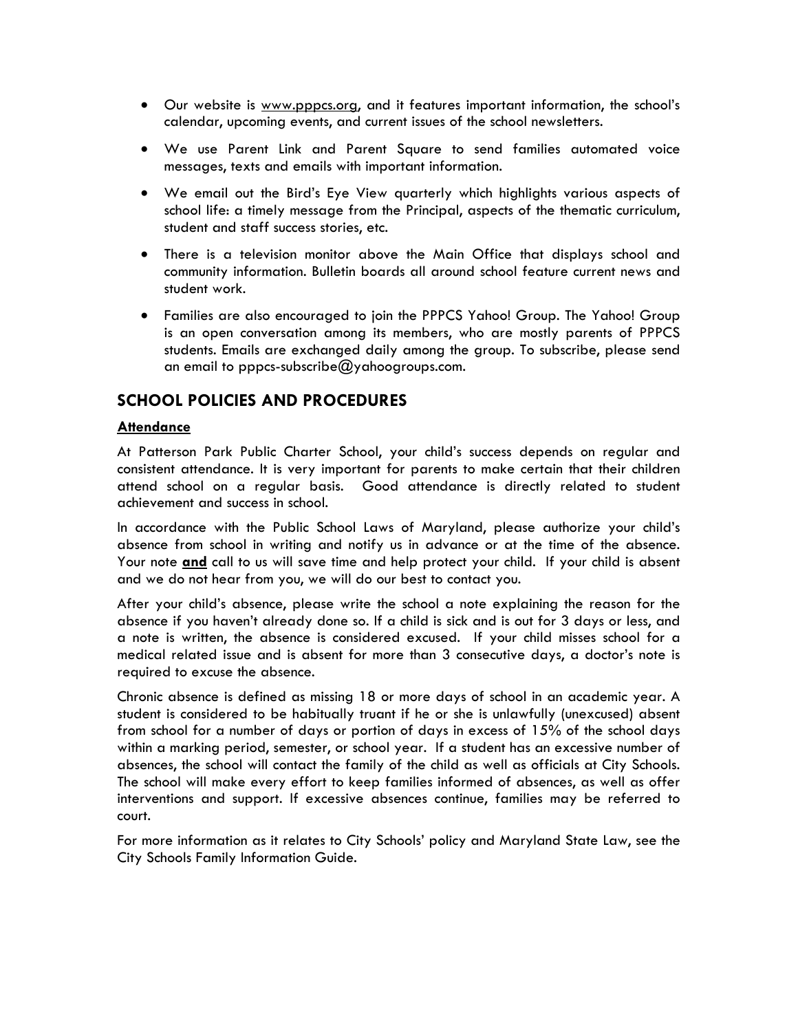- Our website is www.pppcs.org, and it features important information, the school's calendar, upcoming events, and current issues of the school newsletters.
- We use Parent Link and Parent Square to send families automated voice messages, texts and emails with important information.
- We email out the Bird's Eye View quarterly which highlights various aspects of school life: a timely message from the Principal, aspects of the thematic curriculum, student and staff success stories, etc.
- There is a television monitor above the Main Office that displays school and community information. Bulletin boards all around school feature current news and student work.
- Families are also encouraged to join the PPPCS Yahoo! Group. The Yahoo! Group is an open conversation among its members, who are mostly parents of PPPCS students. Emails are exchanged daily among the group. To subscribe, please send an email to pppcs-subscribe@yahoogroups.com.

## SCHOOL POLICIES AND PROCEDURES

### Attendance

At Patterson Park Public Charter School, your child's success depends on regular and consistent attendance. It is very important for parents to make certain that their children attend school on a regular basis. Good attendance is directly related to student achievement and success in school.

In accordance with the Public School Laws of Maryland, please authorize your child's absence from school in writing and notify us in advance or at the time of the absence. Your note **and** call to us will save time and help protect your child. If your child is absent and we do not hear from you, we will do our best to contact you.

After your child's absence, please write the school a note explaining the reason for the absence if you haven't already done so. If a child is sick and is out for 3 days or less, and a note is written, the absence is considered excused. If your child misses school for a medical related issue and is absent for more than 3 consecutive days, a doctor's note is required to excuse the absence.

Chronic absence is defined as missing 18 or more days of school in an academic year. A student is considered to be habitually truant if he or she is unlawfully (unexcused) absent from school for a number of days or portion of days in excess of 15% of the school days within a marking period, semester, or school year. If a student has an excessive number of absences, the school will contact the family of the child as well as officials at City Schools. The school will make every effort to keep families informed of absences, as well as offer interventions and support. If excessive absences continue, families may be referred to court.

For more information as it relates to City Schools' policy and Maryland State Law, see the City Schools Family Information Guide.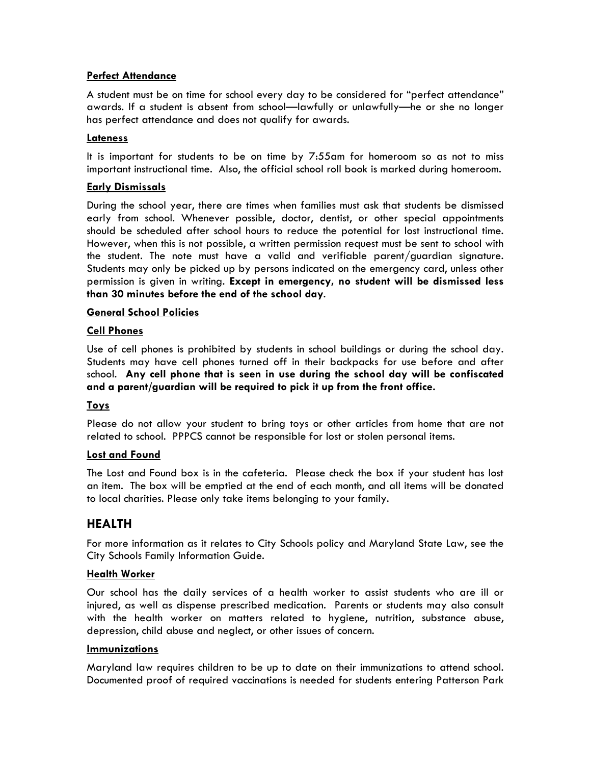**Perfect Attendance**

A student must be on time for school every day to be considered for "perfect attendance" awards. If a student is absent from school—lawfully or unlawfully—he or she no longer has perfect attendance and does not qualify for awards.

**Lateness**

It is important for students to be on time by 7:55am for homeroom so as not to miss important instructional time. Also, the official school roll book is marked during homeroom.

**Early Dismissals**

During the school year, there are times when families must ask that students be dismissed early from school. Whenever possible, doctor, dentist, or other special appointments should be scheduled after school hours to reduce the potential for lost instructional time. However, when this is not possible, a written permission request must be sent to school with the student. The note must have a valid and verifiable parent/guardian signature. Students may only be picked up by persons indicated on the emergency card, unless other permission is given in writing. **Except in emergency, no student will be dismissed less than 30 minutes before the end of the school day**.

**General School Policies**

**Cell Phones**

Use of cell phones is prohibited by students in school buildings or during the school day. Students may have cell phones turned off in their backpacks for use before and after school. **Any cell phone that is seen in use during the school day will be confiscated and a parent/guardian will be required to pick it up from the front office.**

**Toys**

Please do not allow your student to bring toys or other articles from home that are not related to school. PPPCS cannot be responsible for lost or stolen personal items.

**Lost and Found**

The Lost and Found box is in the cafeteria. Please check the box if your student has lost an item. The box will be emptied at the end of each month, and all items will be donated to local charities. Please only take items belonging to your family.

## HEALTH

For more information as it relates to City Schools policy and Maryland State Law, see the City Schools Family Information Guide.

**Health Worker**

Our school has the daily services of a health worker to assist students who are ill or injured, as well as dispense prescribed medication. Parents or students may also consult with the health worker on matters related to hygiene, nutrition, substance abuse, depression, child abuse and neglect, or other issues of concern.

**Immunizations**

Maryland law requires children to be up to date on their immunizations to attend school. Documented proof of required vaccinations is needed for students entering Patterson Park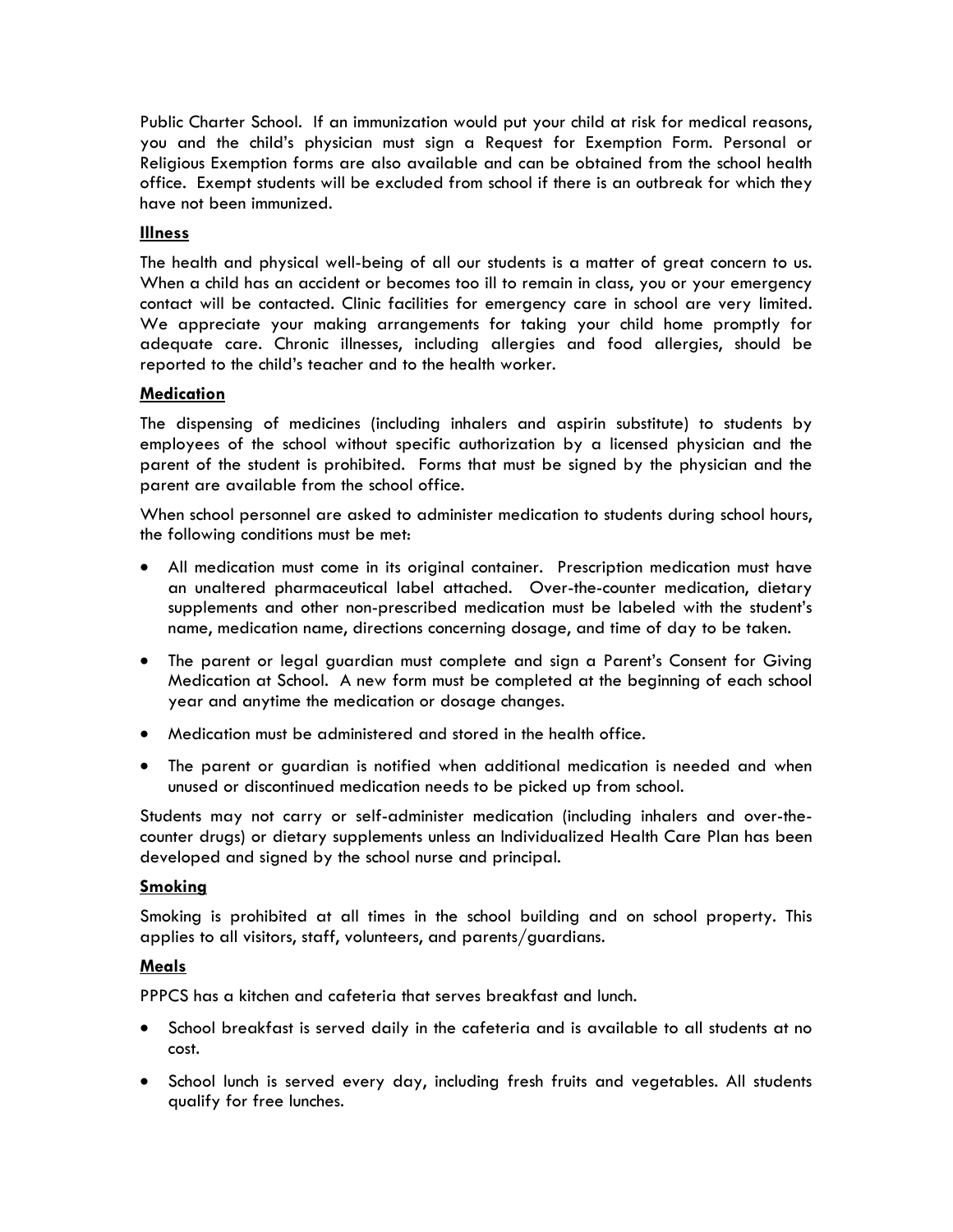Public Charter School. If an immunization would put your child at risk for medical reasons, you and the child's physician must sign a Request for Exemption Form. Personal or Religious Exemption forms are also available and can be obtained from the school health office. Exempt students will be excluded from school if there is an outbreak for which they have not been immunized.

### Illness

The health and physical well-being of all our students is a matter of great concern to us. When a child has an accident or becomes too ill to remain in class, you or your emergency contact will be contacted. Clinic facilities for emergency care in school are very limited. We appreciate your making arrangements for taking your child home promptly for adequate care. Chronic illnesses, including allergies and food allergies, should be reported to the child's teacher and to the health worker.

### Medication

The dispensing of medicines (including inhalers and aspirin substitute) to students by employees of the school without specific authorization by a licensed physician and the parent of the student is prohibited. Forms that must be signed by the physician and the parent are available from the school office.

When school personnel are asked to administer medication to students during school hours, the following conditions must be met:

- All medication must come in its original container. Prescription medication must have an unaltered pharmaceutical label attached. Over-the-counter medication, dietary supplements and other non-prescribed medication must be labeled with the student's name, medication name, directions concerning dosage, and time of day to be taken.
- The parent or legal guardian must complete and sign a Parent's Consent for Giving Medication at School. A new form must be completed at the beginning of each school year and anytime the medication or dosage changes.
- Medication must be administered and stored in the health office.
- The parent or guardian is notified when additional medication is needed and when unused or discontinued medication needs to be picked up from school.

Students may not carry or self-administer medication (including inhalers and over-the-counter drugs) or dietary supplements unless an Individualized Health Care Plan has been developed and signed by the school nurse and principal.

### Smoking

Smoking is prohibited at all times in the school building and on school property. This applies to all visitors, staff, volunteers, and parents/guardians.

### Meals

PPPCS has a kitchen and cafeteria that serves breakfast and lunch.

- School breakfast is served daily in the cafeteria and is available to all students at no cost.
- School lunch is served every day, including fresh fruits and vegetables. All students qualify for free lunches.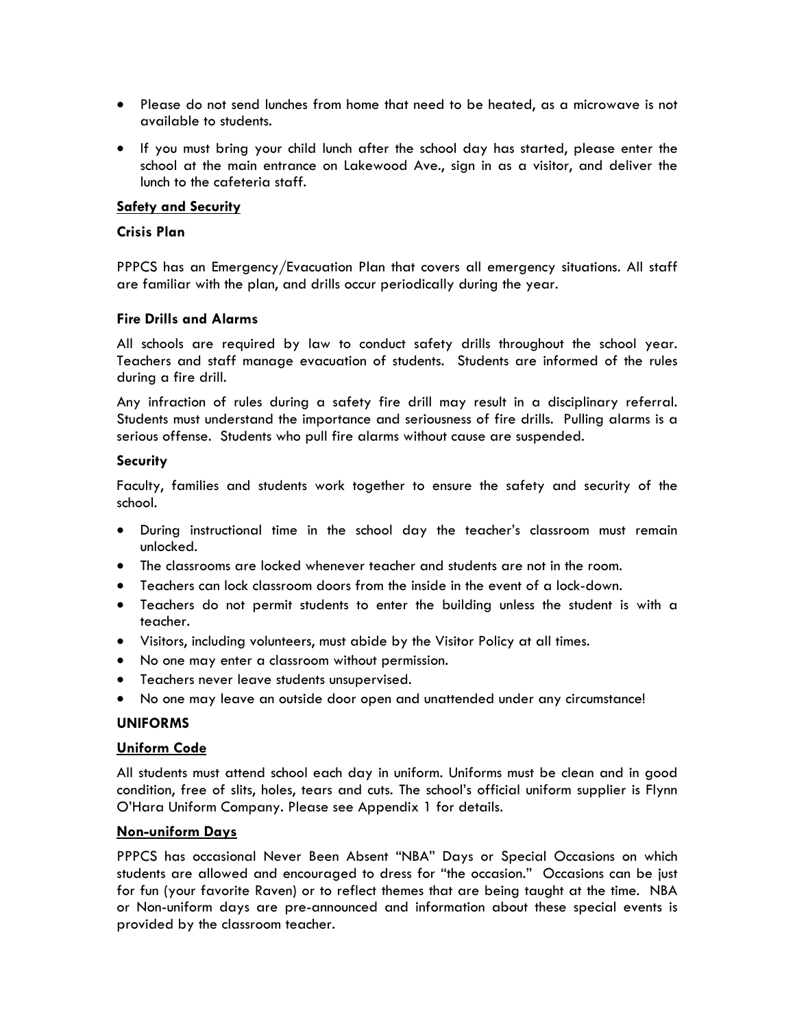- Please do not send lunches from home that need to be heated, as a microwave is not available to students.
- If you must bring your child lunch after the school day has started, please enter the school at the main entrance on Lakewood Ave., sign in as a visitor, and deliver the lunch to the cafeteria staff.

## Safety and Security

### Crisis Plan

PPPCS has an Emergency/Evacuation Plan that covers all emergency situations. All staff are familiar with the plan, and drills occur periodically during the year.

### Fire Drills and Alarms

All schools are required by law to conduct safety drills throughout the school year. Teachers and staff manage evacuation of students. Students are informed of the rules during a fire drill.

Any infraction of rules during a safety fire drill may result in a disciplinary referral. Students must understand the importance and seriousness of fire drills. Pulling alarms is a serious offense. Students who pull fire alarms without cause are suspended.

### Security

Faculty, families and students work together to ensure the safety and security of the school.

- During instructional time in the school day the teacher's classroom must remain unlocked.
- The classrooms are locked whenever teacher and students are not in the room.
- Teachers can lock classroom doors from the inside in the event of a lock-down.
- Teachers do not permit students to enter the building unless the student is with a teacher.
- Visitors, including volunteers, must abide by the Visitor Policy at all times.
- No one may enter a classroom without permission.
- Teachers never leave students unsupervised.
- No one may leave an outside door open and unattended under any circumstance!

# UNIFORMS

## Uniform Code

All students must attend school each day in uniform. Uniforms must be clean and in good condition, free of slits, holes, tears and cuts. The school's official uniform supplier is Flynn O'Hara Uniform Company. Please see Appendix 1 for details.

## Non-uniform Days

PPPCS has occasional Never Been Absent "NBA" Days or Special Occasions on which students are allowed and encouraged to dress for "the occasion." Occasions can be just for fun (your favorite Raven) or to reflect themes that are being taught at the time. NBA or Non-uniform days are pre-announced and information about these special events is provided by the classroom teacher.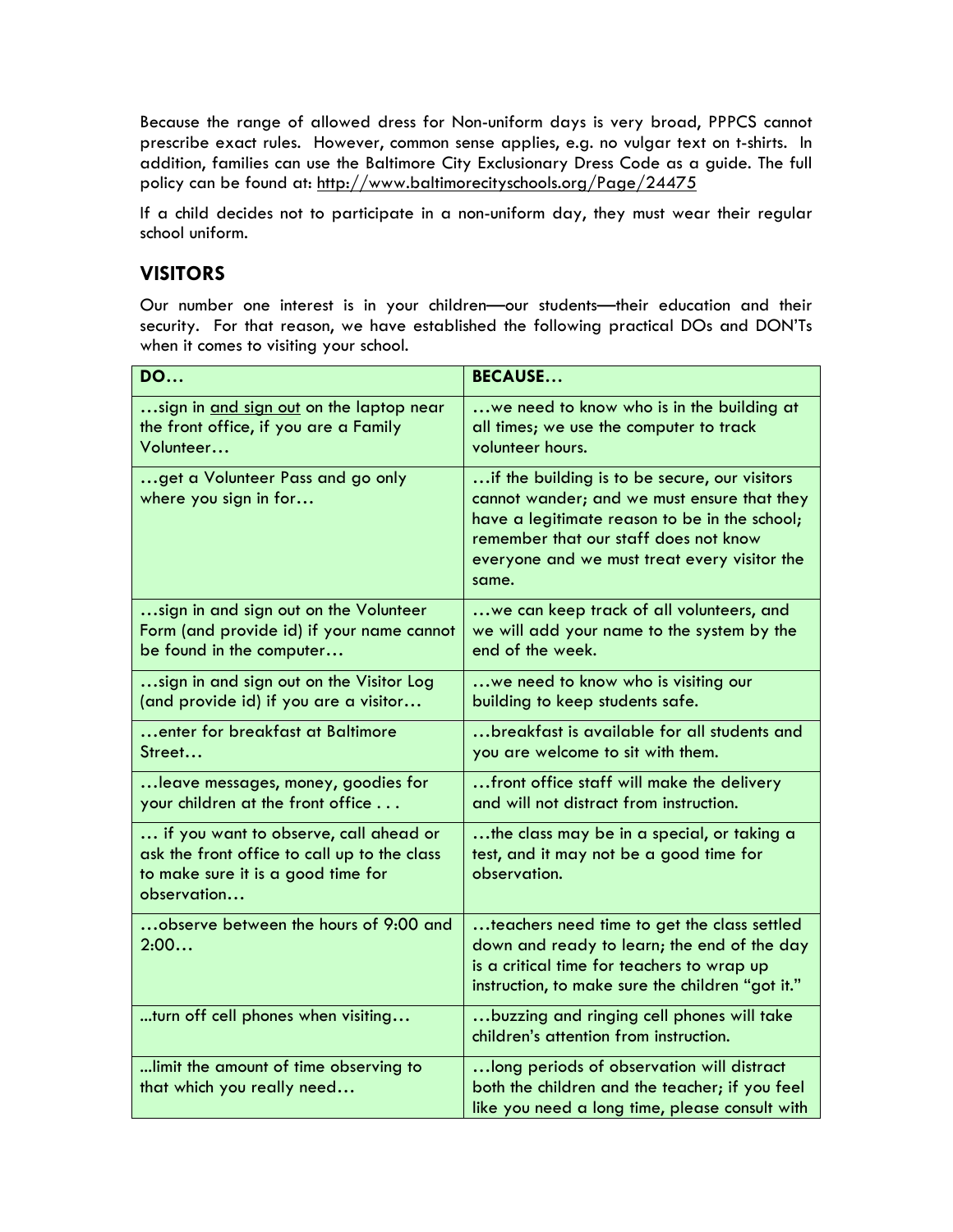Because the range of allowed dress for Non-uniform days is very broad, PPPCS cannot prescribe exact rules. However, common sense applies, e.g. no vulgar text on t-shirts. In addition, families can use the Baltimore City Exclusionary Dress Code as a guide. The full policy can be found at: http://www.baltimorecityschools.org/Page/24475

If a child decides not to participate in a non-uniform day, they must wear their regular school uniform.

## VISITORS

Our number one interest is in your children—our students—their education and their security. For that reason, we have established the following practical DOs and DON'Ts when it comes to visiting your school.

| DO… | BECAUSE… |
|---|---|
| …sign in and sign out on the laptop near the front office, if you are a Family Volunteer… | …we need to know who is in the building at all times; we use the computer to track volunteer hours. |
| …get a Volunteer Pass and go only where you sign in for… | …if the building is to be secure, our visitors cannot wander; and we must ensure that they have a legitimate reason to be in the school; remember that our staff does not know everyone and we must treat every visitor the same. |
| …sign in and sign out on the Volunteer Form (and provide id) if your name cannot be found in the computer… | …we can keep track of all volunteers, and we will add your name to the system by the end of the week. |
| …sign in and sign out on the Visitor Log (and provide id) if you are a visitor… | …we need to know who is visiting our building to keep students safe. |
| …enter for breakfast at Baltimore Street… | …breakfast is available for all students and you are welcome to sit with them. |
| …leave messages, money, goodies for your children at the front office . . . | …front office staff will make the delivery and will not distract from instruction. |
| … if you want to observe, call ahead or ask the front office to call up to the class to make sure it is a good time for observation… | …the class may be in a special, or taking a test, and it may not be a good time for observation. |
| …observe between the hours of 9:00 and 2:00… | …teachers need time to get the class settled down and ready to learn; the end of the day is a critical time for teachers to wrap up instruction, to make sure the children "got it." |
| ...turn off cell phones when visiting… | …buzzing and ringing cell phones will take children's attention from instruction. |
| ...limit the amount of time observing to that which you really need… | …long periods of observation will distract both the children and the teacher; if you feel like you need a long time, please consult with |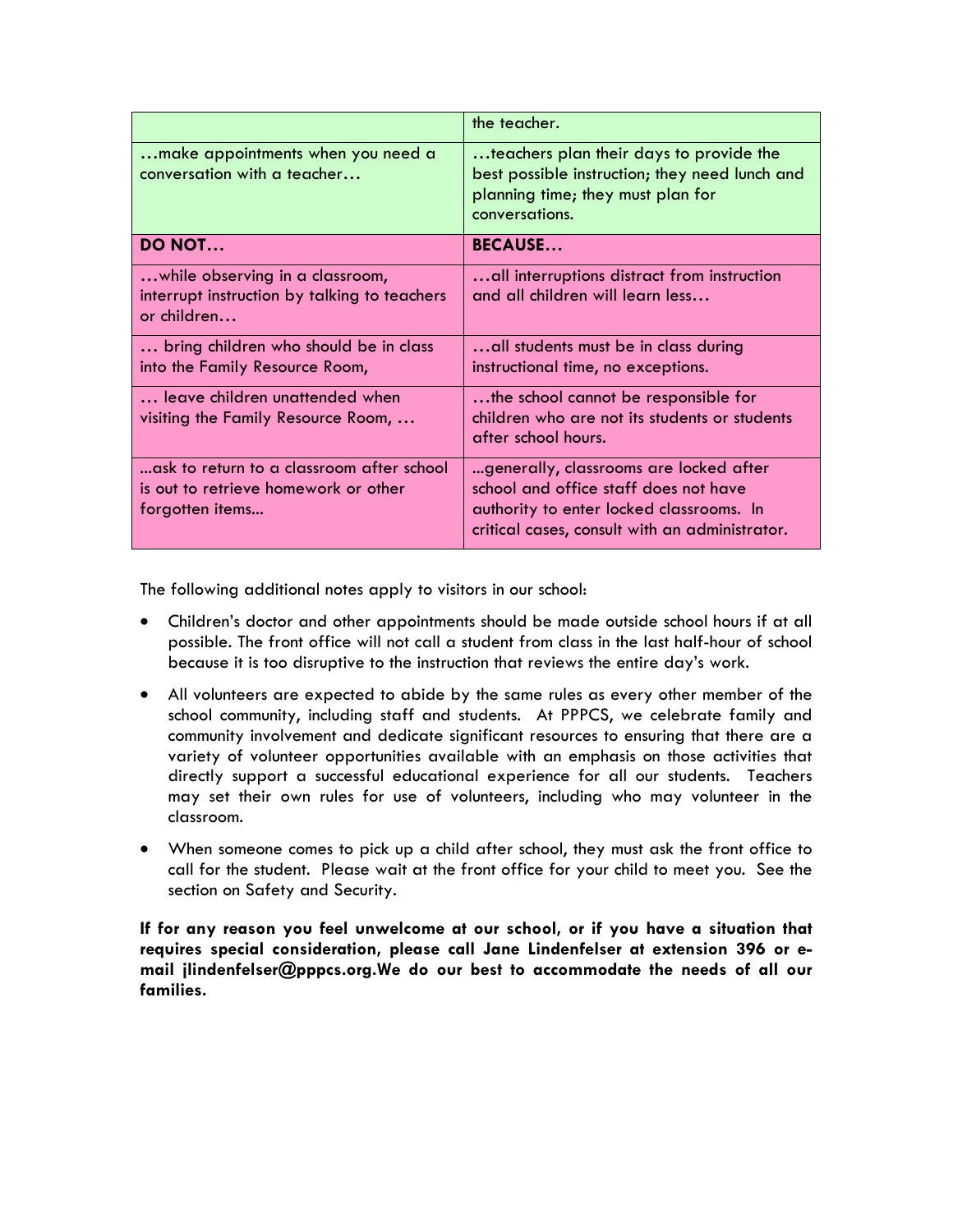| | |
|---|---|
| | the teacher. |
| …make appointments when you need a conversation with a teacher… | …teachers plan their days to provide the best possible instruction; they need lunch and planning time; they must plan for conversations. |
| **DO NOT…** | **BECAUSE…** |
| …while observing in a classroom, interrupt instruction by talking to teachers or children… | …all interruptions distract from instruction and all children will learn less… |
| … bring children who should be in class into the Family Resource Room, | …all students must be in class during instructional time, no exceptions. |
| … leave children unattended when visiting the Family Resource Room, … | …the school cannot be responsible for children who are not its students or students after school hours. |
| ...ask to return to a classroom after school is out to retrieve homework or other forgotten items... | ...generally, classrooms are locked after school and office staff does not have authority to enter locked classrooms. In critical cases, consult with an administrator. |

The following additional notes apply to visitors in our school:

- Children's doctor and other appointments should be made outside school hours if at all possible. The front office will not call a student from class in the last half-hour of school because it is too disruptive to the instruction that reviews the entire day's work.
- All volunteers are expected to abide by the same rules as every other member of the school community, including staff and students. At PPPCS, we celebrate family and community involvement and dedicate significant resources to ensuring that there are a variety of volunteer opportunities available with an emphasis on those activities that directly support a successful educational experience for all our students. Teachers may set their own rules for use of volunteers, including who may volunteer in the classroom.
- When someone comes to pick up a child after school, they must ask the front office to call for the student. Please wait at the front office for your child to meet you. See the section on Safety and Security.

**If for any reason you feel unwelcome at our school, or if you have a situation that requires special consideration, please call Jane Lindenfelser at extension 396 or e-mail jlindenfelser@pppcs.org.We do our best to accommodate the needs of all our families.**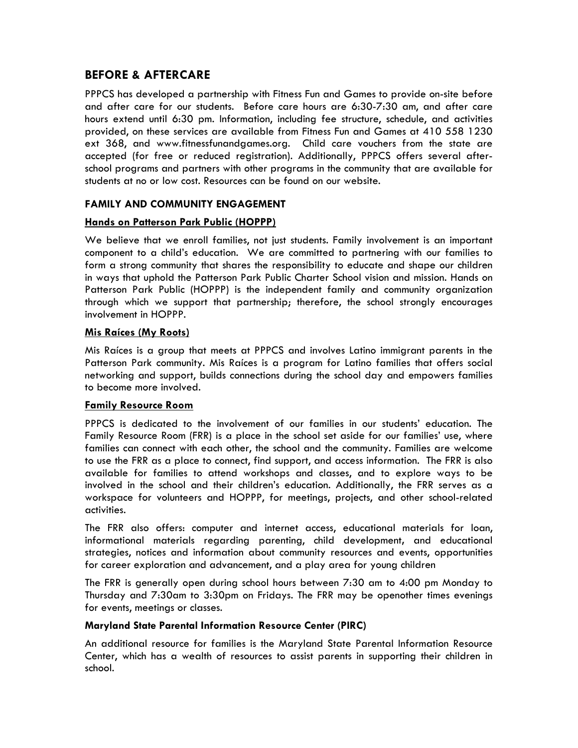## BEFORE & AFTERCARE

PPPCS has developed a partnership with Fitness Fun and Games to provide on-site before and after care for our students. Before care hours are 6:30-7:30 am, and after care hours extend until 6:30 pm. Information, including fee structure, schedule, and activities provided, on these services are available from Fitness Fun and Games at 410 558 1230 ext 368, and www.fitnessfunandgames.org. Child care vouchers from the state are accepted (for free or reduced registration). Additionally, PPPCS offers several after-school programs and partners with other programs in the community that are available for students at no or low cost. Resources can be found on our website.

### FAMILY AND COMMUNITY ENGAGEMENT

#### Hands on Patterson Park Public (HOPPP)

We believe that we enroll families, not just students. Family involvement is an important component to a child's education. We are committed to partnering with our families to form a strong community that shares the responsibility to educate and shape our children in ways that uphold the Patterson Park Public Charter School vision and mission. Hands on Patterson Park Public (HOPPP) is the independent family and community organization through which we support that partnership; therefore, the school strongly encourages involvement in HOPPP.

#### Mis Raíces (My Roots)

Mis Raíces is a group that meets at PPPCS and involves Latino immigrant parents in the Patterson Park community. Mis Raíces is a program for Latino families that offers social networking and support, builds connections during the school day and empowers families to become more involved.

#### Family Resource Room

PPPCS is dedicated to the involvement of our families in our students' education. The Family Resource Room (FRR) is a place in the school set aside for our families' use, where families can connect with each other, the school and the community. Families are welcome to use the FRR as a place to connect, find support, and access information. The FRR is also available for families to attend workshops and classes, and to explore ways to be involved in the school and their children's education. Additionally, the FRR serves as a workspace for volunteers and HOPPP, for meetings, projects, and other school-related activities.

The FRR also offers: computer and internet access, educational materials for loan, informational materials regarding parenting, child development, and educational strategies, notices and information about community resources and events, opportunities for career exploration and advancement, and a play area for young children

The FRR is generally open during school hours between 7:30 am to 4:00 pm Monday to Thursday and 7:30am to 3:30pm on Fridays. The FRR may be openother times evenings for events, meetings or classes.

#### Maryland State Parental Information Resource Center (PIRC)

An additional resource for families is the Maryland State Parental Information Resource Center, which has a wealth of resources to assist parents in supporting their children in school.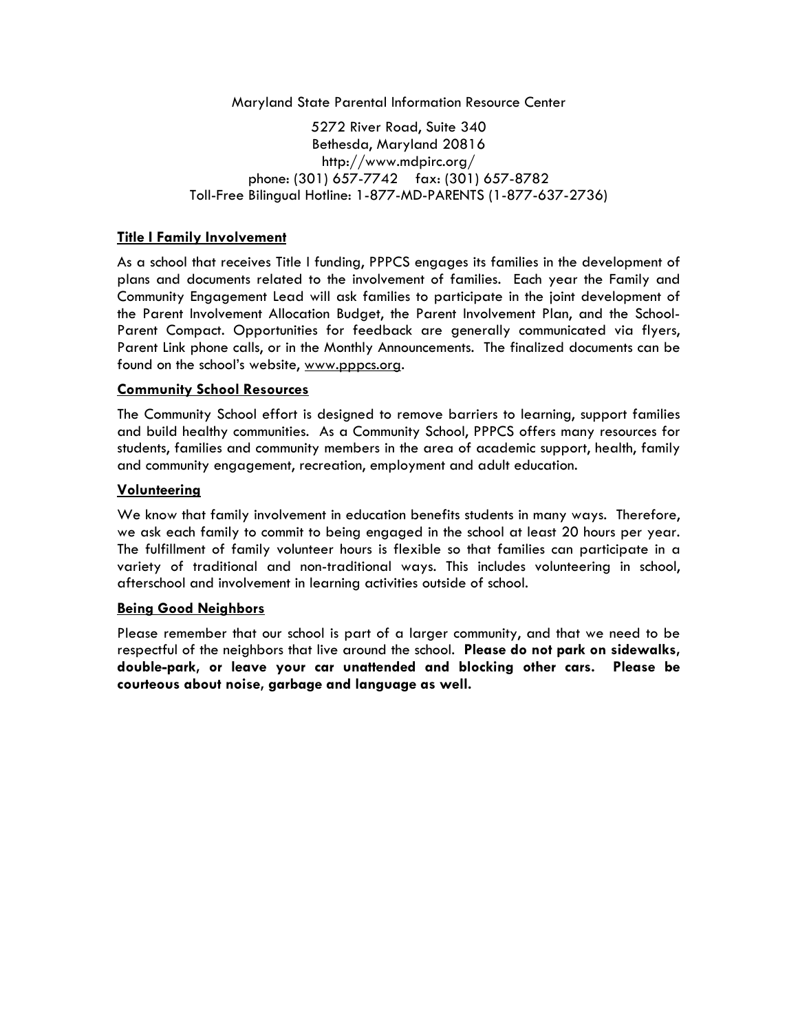Maryland State Parental Information Resource Center

5272 River Road, Suite 340
Bethesda, Maryland 20816
http://www.mdpirc.org/
phone: (301) 657-7742 fax: (301) 657-8782
Toll-Free Bilingual Hotline: 1-877-MD-PARENTS (1-877-637-2736)

## Title I Family Involvement

As a school that receives Title I funding, PPPCS engages its families in the development of plans and documents related to the involvement of families. Each year the Family and Community Engagement Lead will ask families to participate in the joint development of the Parent Involvement Allocation Budget, the Parent Involvement Plan, and the School-Parent Compact. Opportunities for feedback are generally communicated via flyers, Parent Link phone calls, or in the Monthly Announcements. The finalized documents can be found on the school's website, www.pppcs.org.

## Community School Resources

The Community School effort is designed to remove barriers to learning, support families and build healthy communities. As a Community School, PPPCS offers many resources for students, families and community members in the area of academic support, health, family and community engagement, recreation, employment and adult education.

## Volunteering

We know that family involvement in education benefits students in many ways. Therefore, we ask each family to commit to being engaged in the school at least 20 hours per year. The fulfillment of family volunteer hours is flexible so that families can participate in a variety of traditional and non-traditional ways. This includes volunteering in school, afterschool and involvement in learning activities outside of school.

## Being Good Neighbors

Please remember that our school is part of a larger community, and that we need to be respectful of the neighbors that live around the school. **Please do not park on sidewalks, double-park, or leave your car unattended and blocking other cars. Please be courteous about noise, garbage and language as well.**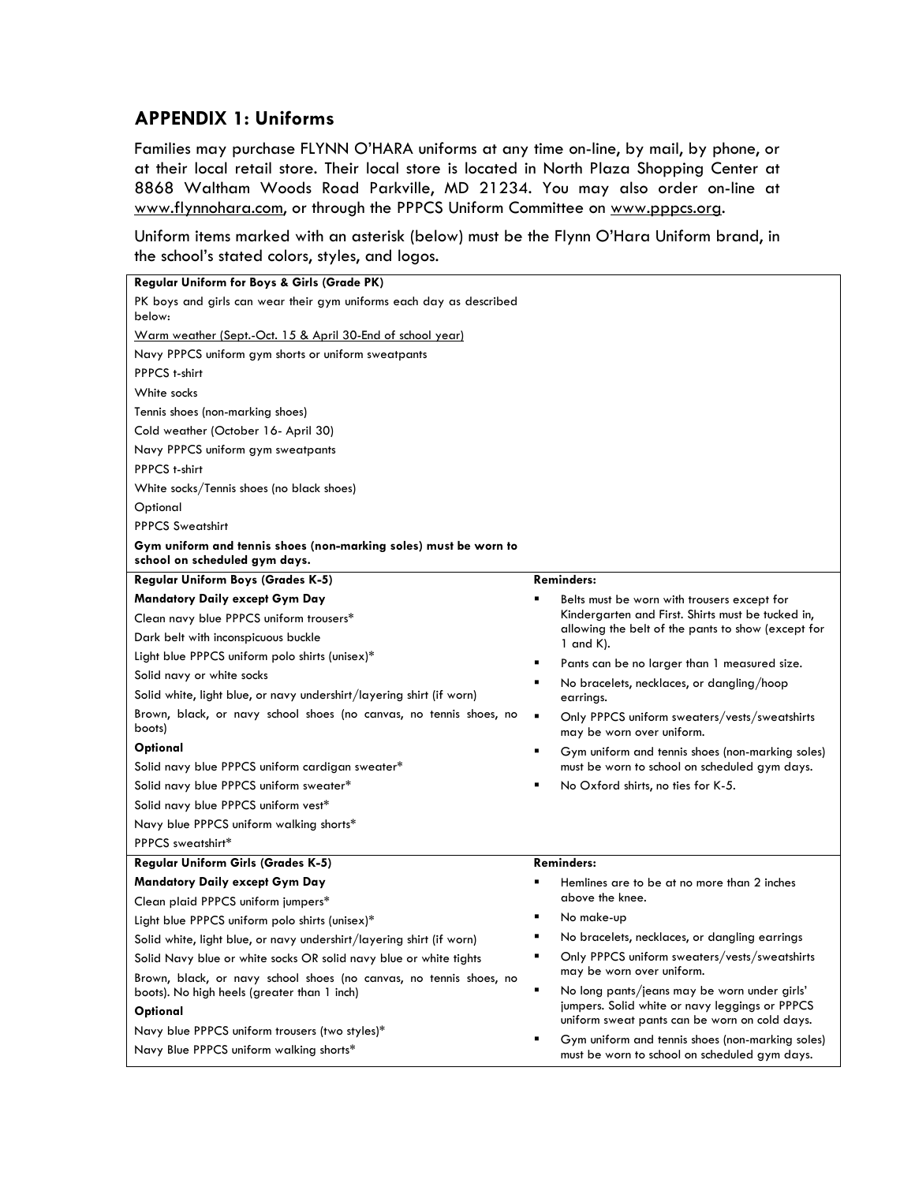## APPENDIX 1: Uniforms

Families may purchase FLYNN O'HARA uniforms at any time on-line, by mail, by phone, or at their local retail store. Their local store is located in North Plaza Shopping Center at 8868 Waltham Woods Road Parkville, MD 21234. You may also order on-line at www.flynnohara.com, or through the PPPCS Uniform Committee on www.pppcs.org.

Uniform items marked with an asterisk (below) must be the Flynn O'Hara Uniform brand, in the school's stated colors, styles, and logos.

| Uniform | Reminders |
|---|---|
| **Regular Uniform for Boys & Girls (Grade PK)**<br>PK boys and girls can wear their gym uniforms each day as described below:<br>Warm weather (Sept.-Oct. 15 & April 30-End of school year)<br>Navy PPPCS uniform gym shorts or uniform sweatpants<br>PPPCS t-shirt<br>White socks<br>Tennis shoes (non-marking shoes)<br>Cold weather (October 16- April 30)<br>Navy PPPCS uniform gym sweatpants<br>PPPCS t-shirt<br>White socks/Tennis shoes (no black shoes)<br>Optional<br>PPPCS Sweatshirt<br>**Gym uniform and tennis shoes (non-marking soles) must be worn to school on scheduled gym days.** | |
| **Regular Uniform Boys (Grades K-5)**<br>**Mandatory Daily except Gym Day**<br>Clean navy blue PPPCS uniform trousers*<br>Dark belt with inconspicuous buckle<br>Light blue PPPCS uniform polo shirts (unisex)*<br>Solid navy or white socks<br>Solid white, light blue, or navy undershirt/layering shirt (if worn)<br>Brown, black, or navy school shoes (no canvas, no tennis shoes, no boots)<br>**Optional**<br>Solid navy blue PPPCS uniform cardigan sweater*<br>Solid navy blue PPPCS uniform sweater*<br>Solid navy blue PPPCS uniform vest*<br>Navy blue PPPCS uniform walking shorts*<br>PPPCS sweatshirt* | **Reminders:**<br>▪ Belts must be worn with trousers except for Kindergarten and First. Shirts must be tucked in, allowing the belt of the pants to show (except for 1 and K).<br>▪ Pants can be no larger than 1 measured size.<br>▪ No bracelets, necklaces, or dangling/hoop earrings.<br>▪ Only PPPCS uniform sweaters/vests/sweatshirts may be worn over uniform.<br>▪ Gym uniform and tennis shoes (non-marking soles) must be worn to school on scheduled gym days.<br>▪ No Oxford shirts, no ties for K-5. |
| **Regular Uniform Girls (Grades K-5)**<br>**Mandatory Daily except Gym Day**<br>Clean plaid PPPCS uniform jumpers*<br>Light blue PPPCS uniform polo shirts (unisex)*<br>Solid white, light blue, or navy undershirt/layering shirt (if worn)<br>Solid Navy blue or white socks OR solid navy blue or white tights<br>Brown, black, or navy school shoes (no canvas, no tennis shoes, no boots). No high heels (greater than 1 inch)<br>**Optional**<br>Navy blue PPPCS uniform trousers (two styles)*<br>Navy Blue PPPCS uniform walking shorts* | **Reminders:**<br>▪ Hemlines are to be at no more than 2 inches above the knee.<br>▪ No make-up<br>▪ No bracelets, necklaces, or dangling earrings<br>▪ Only PPPCS uniform sweaters/vests/sweatshirts may be worn over uniform.<br>▪ No long pants/jeans may be worn under girls' jumpers. Solid white or navy leggings or PPPCS uniform sweat pants can be worn on cold days.<br>▪ Gym uniform and tennis shoes (non-marking soles) must be worn to school on scheduled gym days. |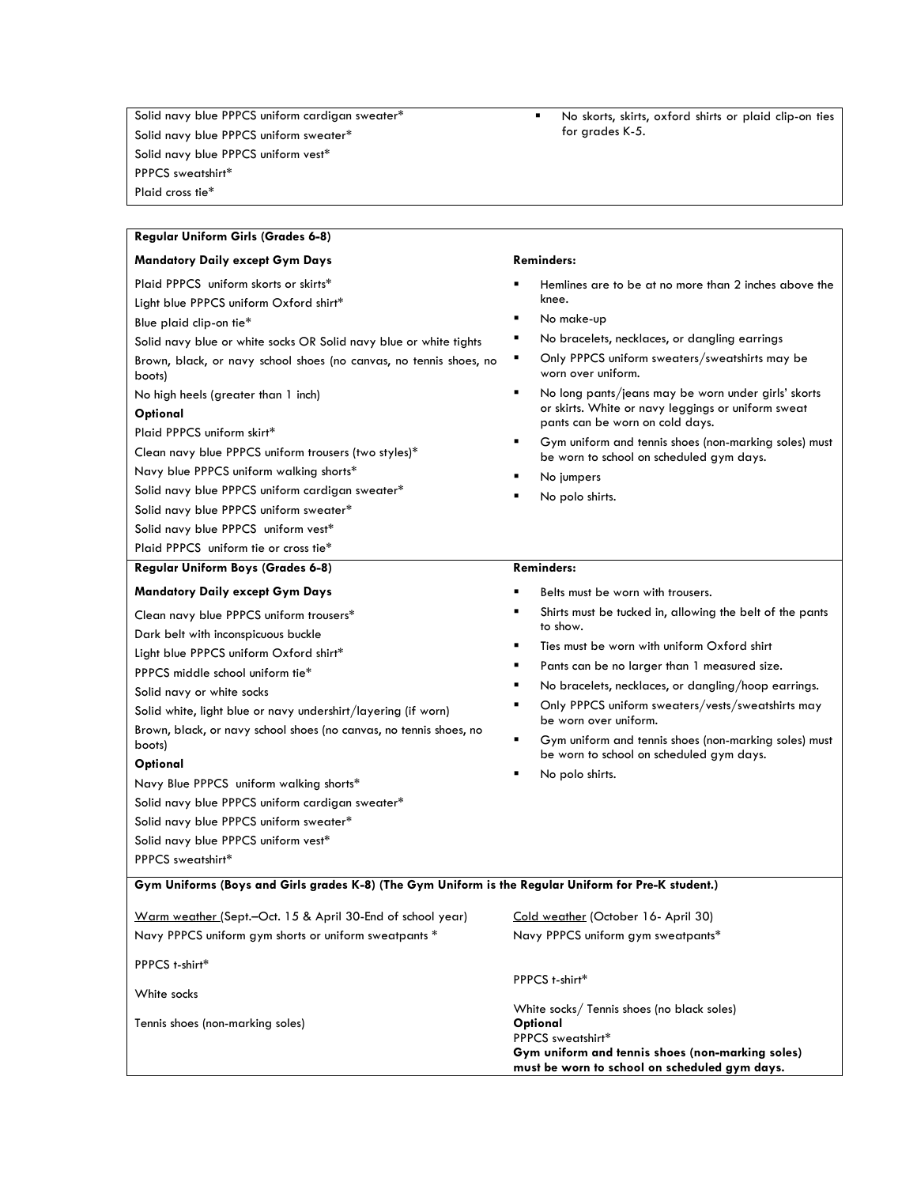| | |
|---|---|
| Solid navy blue PPPCS uniform cardigan sweater*<br>Solid navy blue PPPCS uniform sweater*<br>Solid navy blue PPPCS uniform vest*<br>PPPCS sweatshirt*<br>Plaid cross tie* | ▪ No skorts, skirts, oxford shirts or plaid clip-on ties for grades K-5. |

| **Regular Uniform Girls (Grades 6-8)** | |
|---|---|
| **Mandatory Daily except Gym Days**<br>Plaid PPPCS uniform skorts or skirts*<br>Light blue PPPCS uniform Oxford shirt*<br>Blue plaid clip-on tie*<br>Solid navy blue or white socks OR Solid navy blue or white tights<br>Brown, black, or navy school shoes (no canvas, no tennis shoes, no boots)<br>No high heels (greater than 1 inch)<br>**Optional**<br>Plaid PPPCS uniform skirt*<br>Clean navy blue PPPCS uniform trousers (two styles)*<br>Navy blue PPPCS uniform walking shorts*<br>Solid navy blue PPPCS uniform cardigan sweater*<br>Solid navy blue PPPCS uniform sweater*<br>Solid navy blue PPPCS uniform vest*<br>Plaid PPPCS uniform tie or cross tie* | **Reminders:**<br>▪ Hemlines are to be at no more than 2 inches above the knee.<br>▪ No make-up<br>▪ No bracelets, necklaces, or dangling earrings<br>▪ Only PPPCS uniform sweaters/sweatshirts may be worn over uniform.<br>▪ No long pants/jeans may be worn under girls' skorts or skirts. White or navy leggings or uniform sweat pants can be worn on cold days.<br>▪ Gym uniform and tennis shoes (non-marking soles) must be worn to school on scheduled gym days.<br>▪ No jumpers<br>▪ No polo shirts. |
| **Regular Uniform Boys (Grades 6-8)** | **Reminders:** |
| **Mandatory Daily except Gym Days**<br>Clean navy blue PPPCS uniform trousers*<br>Dark belt with inconspicuous buckle<br>Light blue PPPCS uniform Oxford shirt*<br>PPPCS middle school uniform tie*<br>Solid navy or white socks<br>Solid white, light blue or navy undershirt/layering (if worn)<br>Brown, black, or navy school shoes (no canvas, no tennis shoes, no boots)<br>**Optional**<br>Navy Blue PPPCS uniform walking shorts*<br>Solid navy blue PPPCS uniform cardigan sweater*<br>Solid navy blue PPPCS uniform sweater*<br>Solid navy blue PPPCS uniform vest*<br>PPPCS sweatshirt* | ▪ Belts must be worn with trousers.<br>▪ Shirts must be tucked in, allowing the belt of the pants to show.<br>▪ Ties must be worn with uniform Oxford shirt<br>▪ Pants can be no larger than 1 measured size.<br>▪ No bracelets, necklaces, or dangling/hoop earrings.<br>▪ Only PPPCS uniform sweaters/vests/sweatshirts may be worn over uniform.<br>▪ Gym uniform and tennis shoes (non-marking soles) must be worn to school on scheduled gym days.<br>▪ No polo shirts. |
| **Gym Uniforms (Boys and Girls grades K-8) (The Gym Uniform is the Regular Uniform for Pre-K student.)** | |
| Warm weather (Sept.–Oct. 15 & April 30-End of school year)<br>Navy PPPCS uniform gym shorts or uniform sweatpants *<br>PPPCS t-shirt*<br>White socks<br>Tennis shoes (non-marking soles) | Cold weather (October 16- April 30)<br>Navy PPPCS uniform gym sweatpants*<br>PPPCS t-shirt*<br>White socks/ Tennis shoes (no black soles)<br>**Optional**<br>PPPCS sweatshirt*<br>**Gym uniform and tennis shoes (non-marking soles) must be worn to school on scheduled gym days.** |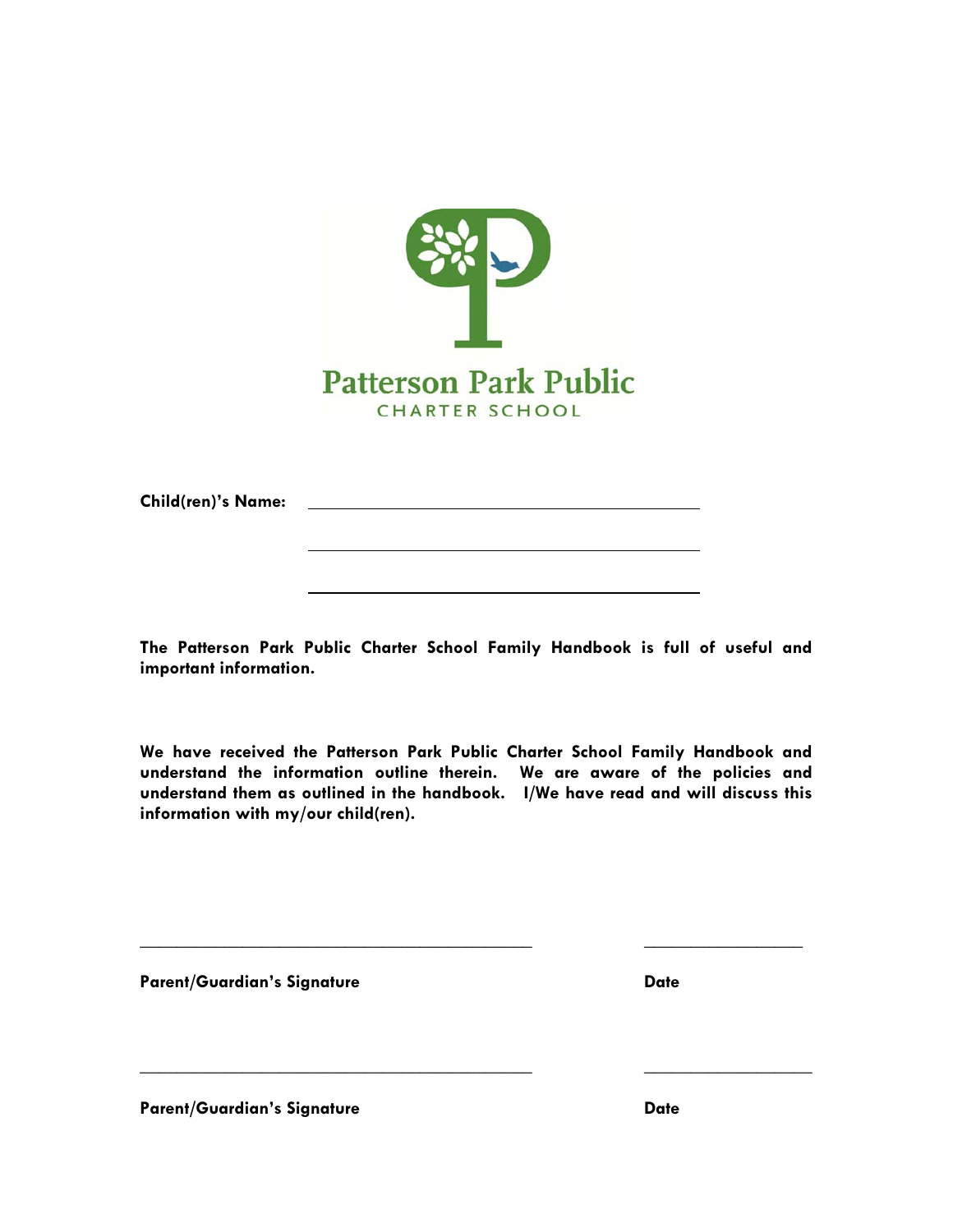Patterson Park Public

CHARTER SCHOOL

**Child(ren)'s Name:** ________________________________________

________________________________________

________________________________________

**The Patterson Park Public Charter School Family Handbook is full of useful and important information.**

**We have received the Patterson Park Public Charter School Family Handbook and understand the information outline therein. We are aware of the policies and understand them as outlined in the handbook. I/We have read and will discuss this information with my/our child(ren).**

________________________________________ ____________________

**Parent/Guardian's Signature** **Date**

________________________________________ ____________________

**Parent/Guardian's Signature** **Date**